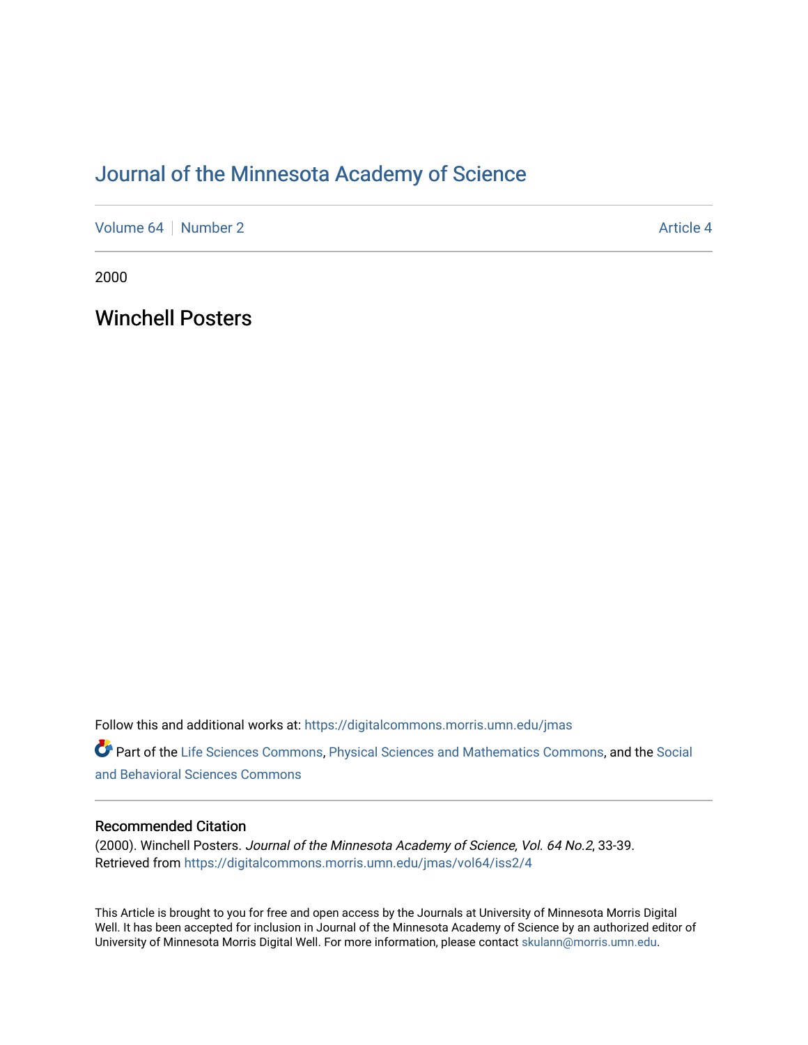# Journal of the Minnesota Academy of Science

Volume 64 | Number 2 | Article 4

2000

## Winchell Posters

Follow this and additional works at: https://digitalcommons.morris.umn.edu/jmas

Part of the Life Sciences Commons, Physical Sciences and Mathematics Commons, and the Social and Behavioral Sciences Commons

### Recommended Citation

(2000). Winchell Posters. *Journal of the Minnesota Academy of Science, Vol. 64 No.2*, 33-39. Retrieved from https://digitalcommons.morris.umn.edu/jmas/vol64/iss2/4

This Article is brought to you for free and open access by the Journals at University of Minnesota Morris Digital Well. It has been accepted for inclusion in Journal of the Minnesota Academy of Science by an authorized editor of University of Minnesota Morris Digital Well. For more information, please contact skulann@morris.umn.edu.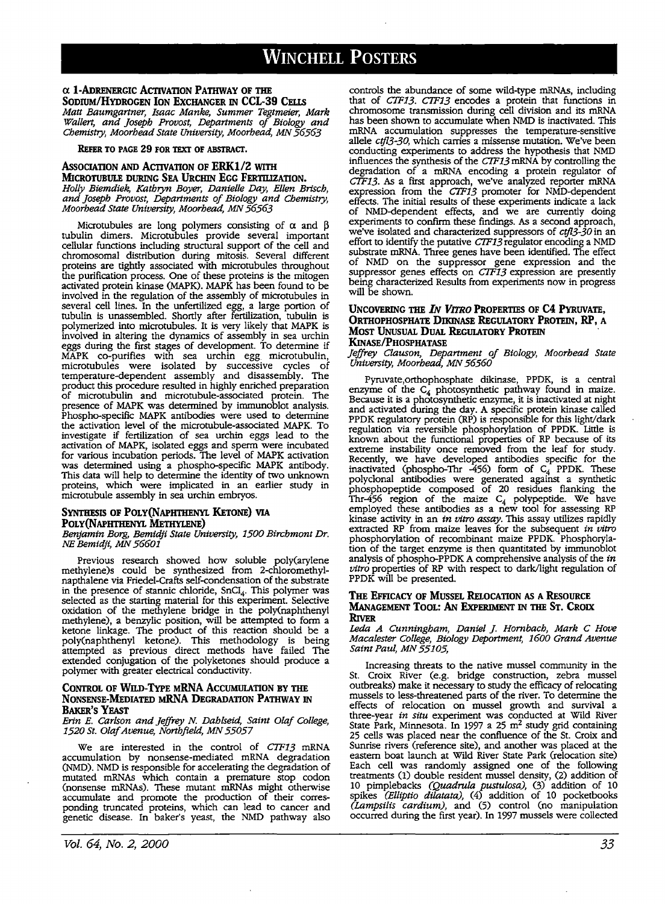# WINCHELL POSTERS

### α 1-ADRENERGIC ACTIVATION PATHWAY OF THE SODIUM/HYDROGEN ION EXCHANGER IN CCL-39 CELLS

*Matt Baumgartner, Isaac Manke, Summer Tegtmeier, Mark Wallert, and Joseph Provost, Departments of Biology and Chemistry, Moorhead State University, Moorhead, MN 56563*

**REFER TO PAGE 29 FOR TEXT OF ABSTRACT.**

### ASSOCIATION AND ACTIVATION OF ERK1/2 WITH MICROTUBULE DURING SEA URCHIN EGG FERTILIZATION.

*Holly Biemdiek, Kathryn Boyer, Danielle Day, Ellen Brisch, and Joseph Provost, Departments of Biology and Chemistry, Moorhead State University, Moorhead, MN 56563*

Microtubules are long polymers consisting of α and β tubulin dimers. Microtubules provide several important cellular functions including structural support of the cell and chromosomal distribution during mitosis. Several different proteins are tightly associated with microtubules throughout the purification process. One of these proteins is the mitogen activated protein kinase (MAPK). MAPK has been found to be involved in the regulation of the assembly of microtubules in several cell lines. In the unfertilized egg, a large portion of tubulin is unassembled. Shortly after fertilization, tubulin is polymerized into microtubules. It is very likely that MAPK is involved in altering the dynamics of assembly in sea urchin eggs during the first stages of development. To determine if MAPK co-purifies with sea urchin egg microtubulin, microtubules were isolated by successive cycles of temperature-dependent assembly and disassembly. The product this procedure resulted in highly enriched preparation of microtubulin and microtubule-associated protein. The presence of MAPK was determined by immunoblot analysis. Phospho-specific MAPK antibodies were used to determine the activation level of the microtubule-associated MAPK. To investigate if fertilization of sea urchin eggs lead to the activation of MAPK, isolated eggs and sperm were incubated for various incubation periods. The level of MAPK activation was determined using a phospho-specific MAPK antibody. This data will help to determine the identity of two unknown proteins, which were implicated in an earlier study in microtubule assembly in sea urchin embryos.

### SYNTHESIS OF POLY(NAPHTHENYL KETONE) VIA POLY(NAPHTHENYL METHYLENE)

*Benjamin Borg, Bemidji State University, 1500 Birchmont Dr. NE Bemidji, MN 56601*

Previous research showed how soluble poly(arylene methylene)s could be synthesized from 2-chloromethyl-napthalene via Friedel-Crafts self-condensation of the substrate in the presence of stannic chloride, $SnCl_4$. This polymer was selected as the starting material for this experiment. Selective oxidation of the methylene bridge in the poly(naphthenyl methylene), a benzylic position, will be attempted to form a ketone linkage. The product of this reaction should be a poly(naphthenyl ketone). This methodology is being attempted as previous direct methods have failed The extended conjugation of the polyketones should produce a polymer with greater electrical conductivity.

### CONTROL OF WILD-TYPE mRNA ACCUMULATION BY THE NONSENSE-MEDIATED mRNA DEGRADATION PATHWAY IN BAKER'S YEAST

*Erin E. Carlson and Jeffrey N. Dahlseid, Saint Olaf College, 1520 St. Olaf Avenue, Northfield, MN 55057*

We are interested in the control of *CTF13* mRNA accumulation by nonsense-mediated mRNA degradation (NMD). NMD is responsible for accelerating the degradation of mutated mRNAs which contain a premature stop codon (nonsense mRNAs). These mutant mRNAs might otherwise accumulate and promote the production of their corresponding truncated proteins, which can lead to cancer and genetic disease. In baker's yeast, the NMD pathway also controls the abundance of some wild-type mRNAs, including that of *CTF13*. *CTF13* encodes a protein that functions in chromosome transmission during cell division and its mRNA has been shown to accumulate when NMD is inactivated. This mRNA accumulation suppresses the temperature-sensitive allele *ctf13-30*, which carries a missense mutation. We've been conducting experiments to address the hypothesis that NMD influences the synthesis of the *CTF13* mRNA by controlling the degradation of a mRNA encoding a protein regulator of *CTF13*. As a first approach, we've analyzed reporter mRNA expression from the *CTF13* promoter for NMD-dependent effects. The initial results of these experiments indicate a lack of NMD-dependent effects, and we are currently doing experiments to confirm these findings. As a second approach, we've isolated and characterized suppressors of *ctf13-30* in an effort to identify the putative *CTF13* regulator encoding a NMD substrate mRNA. Three genes have been identified. The effect of NMD on the suppressor gene expression and the suppressor genes effects on *CTF13* expression are presently being characterized Results from experiments now in progress will be shown.

### UNCOVERING THE *IN VITRO* PROPERTIES OF C4 PYRUVATE, ORTHOPHOSPHATE DIKINASE REGULATORY PROTEIN, RP, A MOST UNUSUAL DUAL REGULATORY PROTEIN KINASE/PHOSPHATASE

*Jeffrey Clauson, Department of Biology, Moorhead State University, Moorhead, MN 56560*

Pyruvate,orthophosphate dikinase, PPDK, is a central enzyme of the $C_4$ photosynthetic pathway found in maize. Because it is a photosynthetic enzyme, it is inactivated at night and activated during the day. A specific protein kinase called PPDK regulatory protein (RP) is responsible for this light/dark regulation via reversible phosphorylation of PPDK. Little is known about the functional properties of RP because of its extreme instability once removed from the leaf for study. Recently, we have developed antibodies specific for the inactivated (phospho-Thr -456) form of $C_4$ PPDK. These polyclonal antibodies were generated against a synthetic phosphopeptide composed of 20 residues flanking the Thr-456 region of the maize $C_4$ polypeptide. We have employed these antibodies as a new tool for assessing RP kinase activity in an *in vitro assay*. This assay utilizes rapidly extracted RP from maize leaves for the *in vitro* phosphorylation of recombinant maize PPDK. Phosphorylation of the target enzyme is then quantitated by immunoblot analysis of phospho-PPDK A comprehensive analysis of the *in vitro* properties of RP with respect to dark/light regulation of PPDK will be presented.

### THE EFFICACY OF MUSSEL RELOCATION AS A RESOURCE MANAGEMENT TOOL: AN EXPERIMENT IN THE ST. CROIX RIVER

*Leda A Cunningham, Daniel J. Hornbach, Mark C Hove Macalester College, Biology Department, 1600 Grand Avenue Saint Paul, MN 55105,*

Increasing threats to the native mussel community in the St. Croix River (e.g. bridge construction, zebra mussel outbreaks) make it necessary to study the efficacy of relocating mussels to less-threatened parts of the river. To determine the effects of relocation on mussel growth and survival a three-year *in situ* experiment was conducted at Wild River State Park, Minnesota. In 1997 a 25 $m^2$ study grid containing 25 cells was placed near the confluence of the St. Croix and Sunrise rivers (reference site), and another was placed at the eastern boat launch at Wild River State Park (relocation site) Each cell was randomly assigned one of the following treatments (1) double resident mussel density, (2) addition of 10 pimplebacks *(Quadrula pustulosa)*, (3) addition of 10 spikes *(Elliptio dilatata)*, (4) addition of 10 pocketbooks *(Lampsilis cardium)*, and (5) control (no manipulation occurred during the first year). In 1997 mussels were collected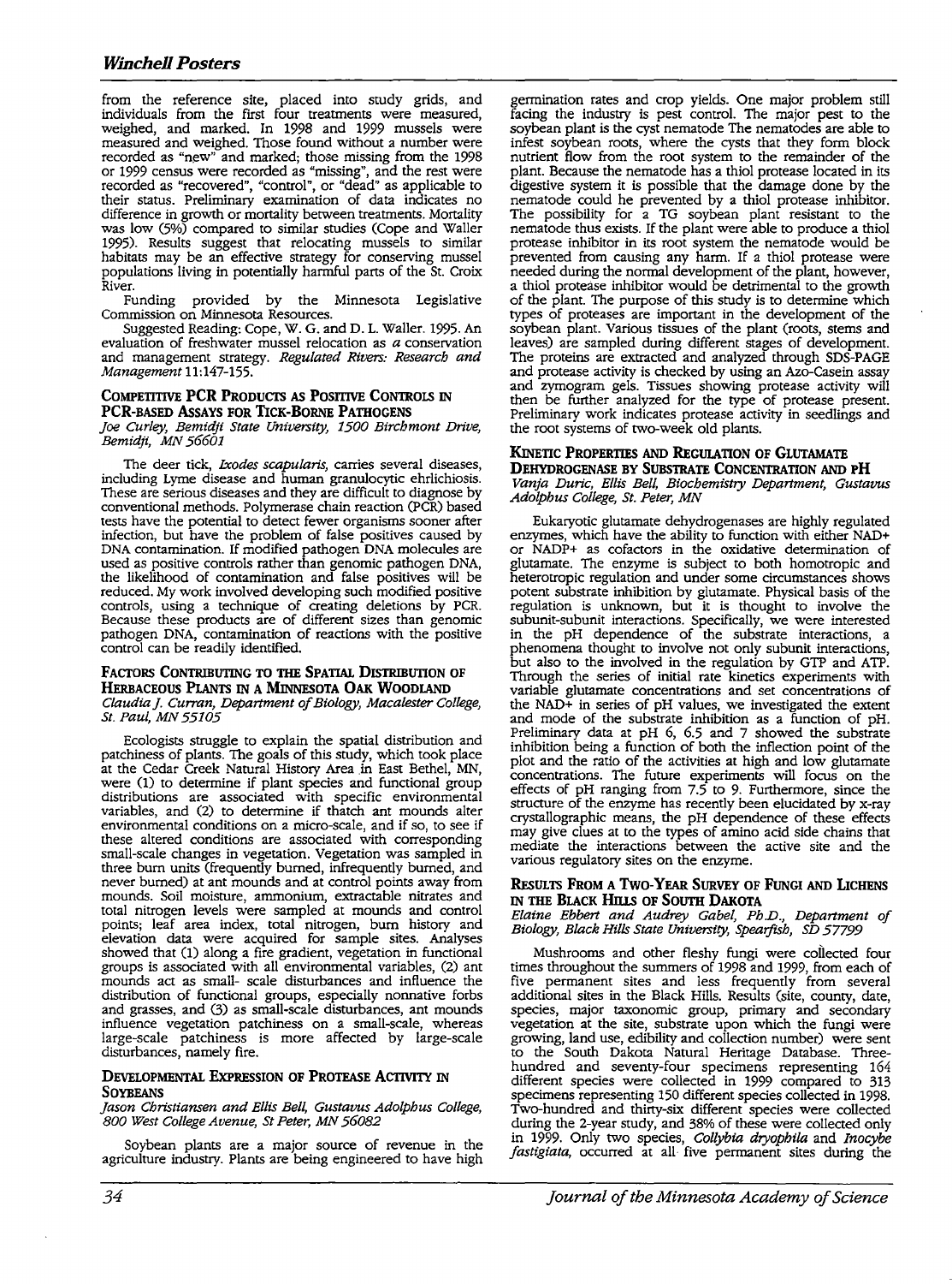from the reference site, placed into study grids, and individuals from the first four treatments were measured, weighed, and marked. In 1998 and 1999 mussels were measured and weighed. Those found without a number were recorded as "new" and marked; those missing from the 1998 or 1999 census were recorded as "missing", and the rest were recorded as "recovered", "control", or "dead" as applicable to their status. Preliminary examination of data indicates no difference in growth or mortality between treatments. Mortality was low (5%) compared to similar studies (Cope and Waller 1995). Results suggest that relocating mussels to similar habitats may be an effective strategy for conserving mussel populations living in potentially harmful parts of the St. Croix River.

Funding provided by the Minnesota Legislative Commission on Minnesota Resources.

Suggested Reading: Cope, W. G. and D. L. Waller. 1995. An evaluation of freshwater mussel relocation as *a* conservation and management strategy. *Regulated Rivers: Research and Management* 11:147-155.

### Competitive PCR Products as Positive Controls in PCR-based Assays for Tick-Borne Pathogens

*Joe Curley, Bemidji State University, 1500 Birchmont Drive, Bemidji, MN 56601*

The deer tick, *Ixodes scapularis,* carries several diseases, including Lyme disease and human granulocytic ehrlichiosis. These are serious diseases and they are difficult to diagnose by conventional methods. Polymerase chain reaction (PCR) based tests have the potential to detect fewer organisms sooner after infection, but have the problem of false positives caused by DNA contamination. If modified pathogen DNA molecules are used as positive controls rather than genomic pathogen DNA, the likelihood of contamination and false positives will be reduced. My work involved developing such modified positive controls, using a technique of creating deletions by PCR. Because these products are of different sizes than genomic pathogen DNA, contamination of reactions with the positive control can be readily identified.

### Factors Contributing to the Spatial Distribution of Herbaceous Plants in a Minnesota Oak Woodland

*Claudia J. Curran, Department of Biology, Macalester College, St. Paul, MN 55105*

Ecologists struggle to explain the spatial distribution and patchiness of plants. The goals of this study, which took place at the Cedar Creek Natural History Area in East Bethel, MN, were (1) to determine if plant species and functional group distributions are associated with specific environmental variables, and (2) to determine if thatch ant mounds alter environmental conditions on a micro-scale, and if so, to see if these altered conditions are associated with corresponding small-scale changes in vegetation. Vegetation was sampled in three burn units (frequently burned, infrequently burned, and never burned) at ant mounds and at control points away from mounds. Soil moisture, ammonium, extractable nitrates and total nitrogen levels were sampled at mounds and control points; leaf area index, total nitrogen, burn history and elevation data were acquired for sample sites. Analyses showed that (1) along a fire gradient, vegetation in functional groups is associated with all environmental variables, (2) ant mounds act as small- scale disturbances and influence the distribution of functional groups, especially nonnative forbs and grasses, and (3) as small-scale disturbances, ant mounds influence vegetation patchiness on a small-scale, whereas large-scale patchiness is more affected by large-scale disturbances, namely fire.

### Developmental Expression of Protease Activity in Soybeans

*Jason Christiansen and Ellis Bell, Gustavus Adolphus College, 800 West College Avenue, St Peter, MN 56082*

Soybean plants are a major source of revenue in the agriculture industry. Plants are being engineered to have high germination rates and crop yields. One major problem still facing the industry is pest control. The major pest to the soybean plant is the cyst nematode The nematodes are able to infest soybean roots, where the cysts that they form block nutrient flow from the root system to the remainder of the plant. Because the nematode has a thiol protease located in its digestive system it is possible that the damage done by the nematode could he prevented by a thiol protease inhibitor. The possibility for a TG soybean plant resistant to the nematode thus exists. If the plant were able to produce a thiol protease inhibitor in its root system the nematode would be prevented from causing any harm. If a thiol protease were needed during the normal development of the plant, however, a thiol protease inhibitor would be detrimental to the growth of the plant. The purpose of this study is to determine which types of proteases are important in the development of the soybean plant. Various tissues of the plant (roots, stems and leaves) are sampled during different stages of development. The proteins are extracted and analyzed through SDS-PAGE and protease activity is checked by using an Azo-Casein assay and zymogram gels. Tissues showing protease activity will then be further analyzed for the type of protease present. Preliminary work indicates protease activity in seedlings and the root systems of two-week old plants.

### Kinetic Properties and Regulation of Glutamate Dehydrogenase by Substrate Concentration and pH

*Vanja Duric, Ellis Bell, Biochemistry Department, Gustavus Adolphus College, St. Peter, MN*

Eukaryotic glutamate dehydrogenases are highly regulated enzymes, which have the ability to function with either NAD+ or NADP+ as cofactors in the oxidative determination of glutamate. The enzyme is subject to both homotropic and heterotropic regulation and under some circumstances shows potent substrate inhibition by glutamate. Physical basis of the regulation is unknown, but it is thought to involve the subunit-subunit interactions. Specifically, we were interested in the pH dependence of the substrate interactions, a phenomena thought to involve not only subunit interactions, but also to the involved in the regulation by GTP and ATP. Through the series of initial rate kinetics experiments with variable glutamate concentrations and set concentrations of the NAD+ in series of pH values, we investigated the extent and mode of the substrate inhibition as a function of pH. Preliminary data at pH 6, 6.5 and 7 showed the substrate inhibition being a function of both the inflection point of the plot and the ratio of the activities at high and low glutamate concentrations. The future experiments will focus on the effects of pH ranging from 7.5 to 9. Furthermore, since the structure of the enzyme has recently been elucidated by x-ray crystallographic means, the pH dependence of these effects may give clues at to the types of amino acid side chains that mediate the interactions between the active site and the various regulatory sites on the enzyme.

### Results From a Two-Year Survey of Fungi and Lichens in the Black Hills of South Dakota

*Elaine Ebbert and Audrey Gabel, Ph.D., Department of Biology, Black Hills State University, Spearfish, SD 57799*

Mushrooms and other fleshy fungi were collected four times throughout the summers of 1998 and 1999, from each of five permanent sites and less frequently from several additional sites in the Black Hills. Results (site, county, date, species, major taxonomic group, primary and secondary vegetation at the site, substrate upon which the fungi were growing, land use, edibility and collection number) were sent to the South Dakota Natural Heritage Database. Three-hundred and seventy-four specimens representing 164 different species were collected in 1999 compared to 313 specimens representing 150 different species collected in 1998. Two-hundred and thirty-six different species were collected during the 2-year study, and 38% of these were collected only in 1999. Only two species, *Collybia dryophila* and *Inocybe fastigiata,* occurred at all five permanent sites during the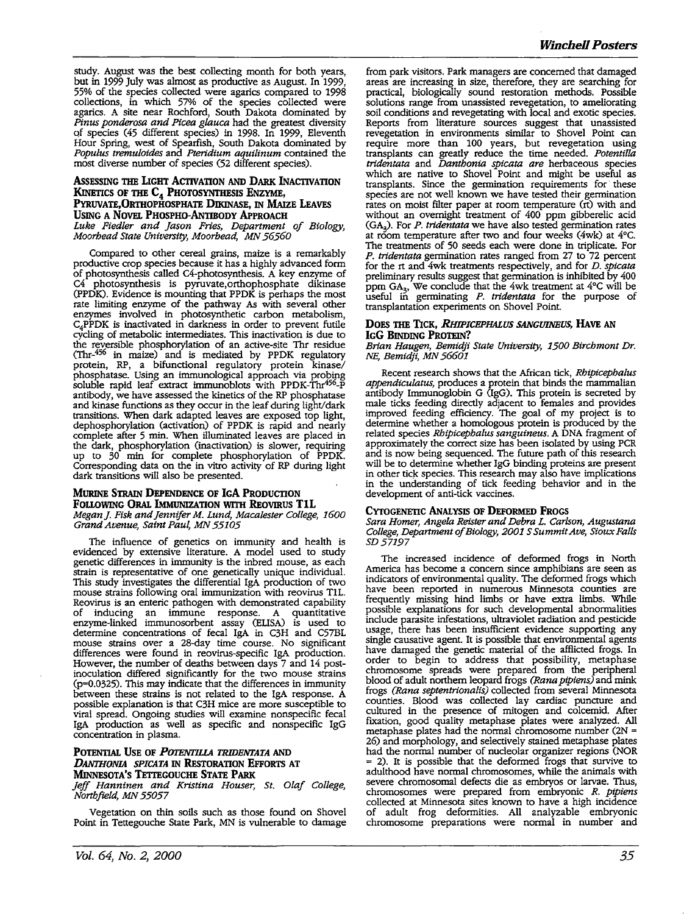study. August was the best collecting month for both years, but in 1999 July was almost as productive as August. In 1999, 55% of the species collected were agarics compared to 1998 collections, in which 57% of the species collected were agarics. A site near Rochford, South Dakota dominated by *Pinus ponderosa and Picea glauca* had the greatest diversity of species (45 different species) in 1998. In 1999, Eleventh Hour Spring, west of Spearfish, South Dakota dominated by *Populus tremuloides* and *Pteridium aquilinum* contained the most diverse number of species (52 different species).

### Assessing the Light Activation and Dark Inactivation Kinetics of the $C_4$ Photosynthesis Enzyme, Pyruvate,Orthophosphate Dikinase, in Maize Leaves Using a Novel Phospho-Antibody Approach

*Luke Fiedler and Jason Fries, Department of Biology, Moorhead State University, Moorhead, MN 56560*

Compared to other cereal grains, maize is a remarkably productive crop species because it has a highly advanced form of photosynthesis called C4-photosynthesis. A key enzyme of C4 photosynthesis is pyruvate,orthophosphate dikinase (PPDK). Evidence is mounting that PPDK is perhaps the most rate limiting enzyme of the pathway As with several other enzymes involved in photosynthetic carbon metabolism, $C_4$PPDK is inactivated in darkness in order to prevent futile cycling of metabolic intermediates. This inactivation is due to the reversible phosphorylation of an active-site Thr residue (Thr-$^{456}$ in maize) and is mediated by PPDK regulatory protein, RP, a bifunctional regulatory protein kinase/ phosphatase. Using an immunological approach via probing soluble rapid leaf extract immunoblots with PPDK-Thr$^{456}$-P antibody, we have assessed the kinetics of the RP phosphatase and kinase functions as they occur in the leaf during light/dark transitions. When dark adapted leaves are exposed top light, dephosphorylation (activation) of PPDK is rapid and nearly complete after 5 min. When illuminated leaves are placed in the dark, phosphorylation (inactivation) is slower, requiring up to 30 min for complete phosphorylation of PPDK. Corresponding data on the in vitro activity of RP during light dark transitions will also be presented.

### Murine Strain Dependence of IgA Production Following Oral Immunization with Reovirus T1L

*Megan J. Fisk and Jennifer M. Lund, Macalester College, 1600 Grand Avenue, Saint Paul, MN 55105*

The influence of genetics on immunity and health is evidenced by extensive literature. A model used to study genetic differences in immunity is the inbred mouse, as each strain is representative of one genetically unique individual. This study investigates the differential IgA production of two mouse strains following oral immunization with reovirus T1L. Reovirus is an enteric pathogen with demonstrated capability of inducing an immune response. A quantitative enzyme-linked immunosorbent assay (ELISA) is used to determine concentrations of fecal IgA in C3H and C57BL mouse strains over a 28-day time course. No significant differences were found in reovirus-specific IgA production. However, the number of deaths between days 7 and 14 post-inoculation differed significantly for the two mouse strains ($p$=0.0325). This may indicate that the differences in immunity between these strains is not related to the IgA response. A possible explanation is that C3H mice are more susceptible to viral spread. Ongoing studies will examine nonspecific fecal IgA production as well as specific and nonspecific IgG concentration in plasma.

### Potential Use of *Potentilla tridentata* and *Danthonia spicata* in Restoration Efforts at Minnesota's Tettegouche State Park

*Jeff Hanninen and Kristina Houser, St. Olaf College, Northfield, MN 55057*

Vegetation on thin soils such as those found on Shovel Point in Tettegouche State Park, MN is vulnerable to damage from park visitors. Park managers are concerned that damaged areas are increasing in size, therefore, they are searching for practical, biologically sound restoration methods. Possible solutions range from unassisted revegetation, to ameliorating soil conditions and revegetating with local and exotic species. Reports from literature sources suggest that unassisted revegetation in environments similar to Shovel Point can require more than 100 years, but revegetation using transplants can greatly reduce the time needed. *Potentilla tridentata* and *Danthonia spicata are* herbaceous species which are native to Shovel Point and might be useful as transplants. Since the germination requirements for these species are not well known we have tested their germination rates on moist filter paper at room temperature (rt) with and without an overnight treatment of 400 ppm gibberelic acid ($GA_3$). For *P. tridentata* we have also tested germination rates at room temperature after two and four weeks (4wk) at 4°C. The treatments of 50 seeds each were done in triplicate. For *P. tridentata* germination rates ranged from 27 to 72 percent for the rt and 4wk treatments respectively, and for *D. spicata* preliminary results suggest that germination is inhibited by 400 ppm $GA_3$. We conclude that the 4wk treatment at 4°C will be useful in germinating *P. tridentata* for the purpose of transplantation experiments on Shovel Point.

### Does the Tick, *Rhipicephalus sanguineus*, Have an IgG Binding Protein?

*Brian Haugen, Bemidji State University, 1500 Birchmont Dr. NE, Bemidji, MN 56601*

Recent research shows that the African tick, *Rhipicephalus appendiculatus*, produces a protein that binds the mammalian antibody Immunoglobin G (IgG). This protein is secreted by male ticks feeding directly adjacent to females and provides improved feeding efficiency. The goal of my project is to determine whether a homologous protein is produced by the related species *Rhipicephalus sanguineus*. A DNA fragment of approximately the correct size has been isolated by using PCR and is now being sequenced. The future path of this research will be to determine whether IgG binding proteins are present in other tick species. This research may also have implications in the understanding of tick feeding behavior and in the development of anti-tick vaccines.

### Cytogenetic Analysis of Deformed Frogs

*Sara Homer, Angela Reister and Debra L. Carlson, Augustana College, Department of Biology, 2001 S Summit Ave, Sioux Falls SD 57197*

The increased incidence of deformed frogs in North America has become a concern since amphibians are seen as indicators of environmental quality. The deformed frogs which have been reported in numerous Minnesota counties are frequently missing hind limbs or have extra limbs. While possible explanations for such developmental abnormalities include parasite infestations, ultraviolet radiation and pesticide usage, there has been insufficient evidence supporting any single causative agent. It is possible that environmental agents have damaged the genetic material of the afflicted frogs. In order to begin to address that possibility, metaphase chromosome spreads were prepared from the peripheral blood of adult northern leopard frogs *(Rana pipiens)* and mink frogs *(Rana septentrionalis)* collected from several Minnesota counties. Blood was collected lay cardiac puncture and cultured in the presence of mitogen and colcemid. After fixation, good quality metaphase plates were analyzed. All metaphase plates had the normal chromosome number (2N = 26) and morphology, and selectively stained metaphase plates had the normal number of nucleolar organizer regions (NOR = 2). It is possible that the deformed frogs that survive to adulthood have normal chromosomes, while the animals with severe chromosomal defects die as embryos or larvae. Thus, chromosomes were prepared from embryonic *R. pipiens* collected at Minnesota sites known to have a high incidence of adult frog deformities. All analyzable embryonic chromosome preparations were normal in number and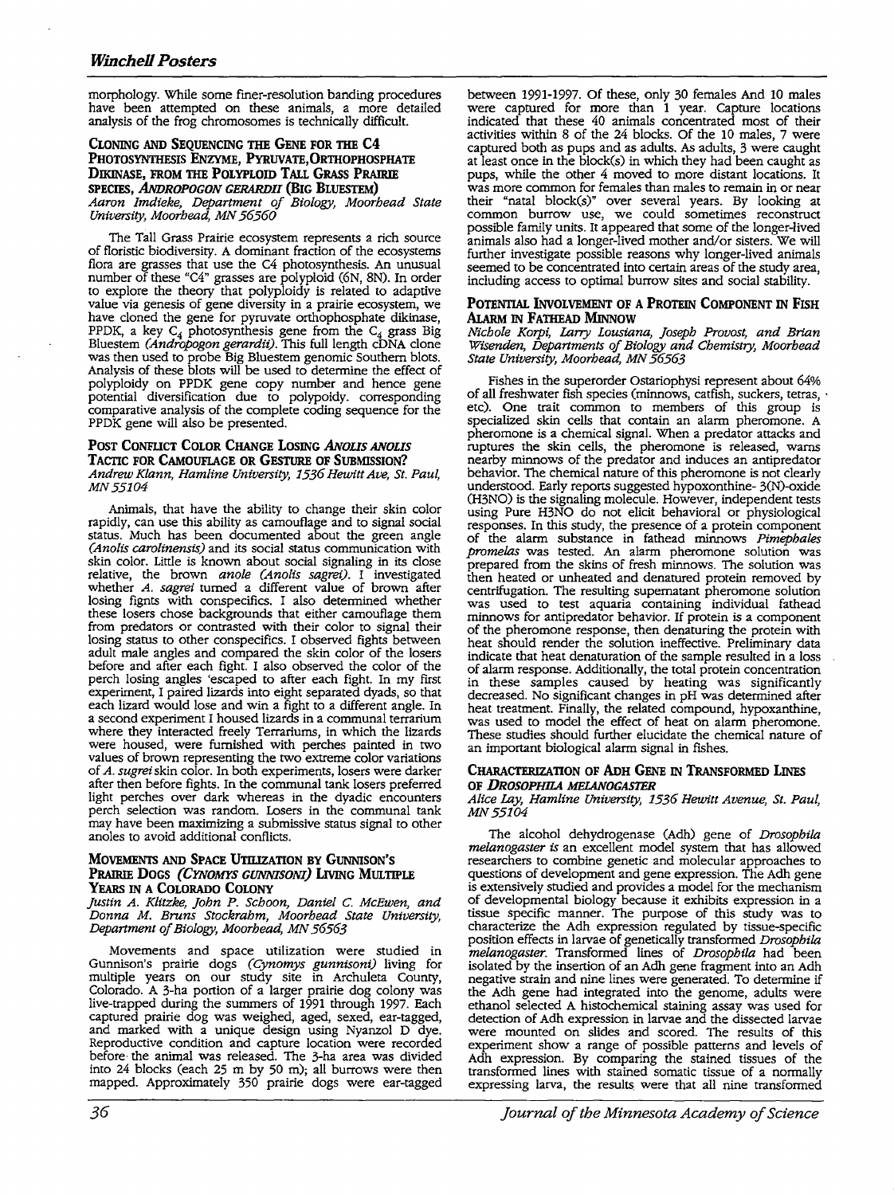morphology. While some finer-resolution banding procedures have been attempted on these animals, a more detailed analysis of the frog chromosomes is technically difficult.

### Cloning and Sequencing the Gene for the C4 Photosynthesis Enzyme, Pyruvate,Orthophosphate Dikinase, from the Polyploid Tall Grass Prairie Species, *Andropogon gerardii* (Big Bluestem)

*Aaron Imdieke, Department of Biology, Moorhead State University, Moorhead, MN 56560*

The Tall Grass Prairie ecosystem represents a rich source of floristic biodiversity. A dominant fraction of the ecosystems flora are grasses that use the C4 photosynthesis. An unusual number of these "C4" grasses are polyploid (6N, 8N). In order to explore the theory that polyploidy is related to adaptive value via genesis of gene diversity in a prairie ecosystem, we have cloned the gene for pyruvate orthophosphate dikinase, PPDK, a key $C_4$ photosynthesis gene from the $C_4$ grass Big Bluestem *(Andropogon gerardii)*. This full length cDNA clone was then used to probe Big Bluestem genomic Southern blots. Analysis of these blots will be used to determine the effect of polyploidy on PPDK gene copy number and hence gene potential diversification due to polypoidy. corresponding comparative analysis of the complete coding sequence for the PPDK gene will also be presented.

### Post Conflict Color Change Losing *Anolis anolis* Tactic for Camouflage or Gesture of Submission?

*Andrew Klann, Hamline University, 1536 Hewitt Ave, St. Paul, MN 55104*

Animals, that have the ability to change their skin color rapidly, can use this ability as camouflage and to signal social status. Much has been documented about the green angle *(Anolis carolinensis)* and its social status communication with skin color. Little is known about social signaling in its close relative, the brown *anole (Anolis sagrei)*. I investigated whether *A. sagrei* turned a different value of brown after losing figfits with conspecifics. I also determined whether these losers chose backgrounds that either camouflage them from predators or contrasted with their color to signal their losing status to other conspecifics. I observed fights between adult male angles and compared the skin color of the losers before and after each fight. I also observed the color of the perch losing angles 'escaped to after each fight. In my first experiment, I paired lizards into eight separated dyads, so that each lizard would lose and win a fight to a different angle. In a second experiment I housed lizards in a communal terrarium where they interacted freely Terrariums, in which the lizards were housed, were furnished with perches painted in two values of brown representing the two extreme color variations of *A. sugrei* skin color. In both experiments, losers were darker after then before fights. In the communal tank losers preferred light perches over dark whereas in the dyadic encounters perch selection was random. Losers in the communal tank may have been maximizing a submissive status signal to other anoles to avoid additional conflicts.

### Movements and Space Utilization by Gunnison's Prairie Dogs *(Cynomys gunnisoni)* Living Multiple Years in a Colorado Colony

*Justin A. Klitzke, John P. Schoon, Daniel C. McEwen, and Donna M. Bruns Stockrahm, Moorhead State University, Department of Biology, Moorhead, MN 56563*

Movements and space utilization were studied in Gunnison's prairie dogs *(Cynomys gunnisoni)* living for multiple years on our study site in Archuleta County, Colorado. A 3-ha portion of a larger prairie dog colony was live-trapped during the summers of 1991 through 1997. Each captured prairie dog was weighed, aged, sexed, ear-tagged, and marked with a unique design using Nyanzol D dye. Reproductive condition and capture location were recorded before the animal was released. The 3-ha area was divided into 24 blocks (each 25 m by 50 m); all burrows were then mapped. Approximately 350 prairie dogs were ear-tagged between 1991-1997. Of these, only 30 females And 10 males were captured for more than 1 year. Capture locations indicated that these 40 animals concentrated most of their activities within 8 of the 24 blocks. Of the 10 males, 7 were captured both as pups and as adults. As adults, 3 were caught at least once in the block(s) in which they had been caught as pups, while the other 4 moved to more distant locations. It was more common for females than males to remain in or near their "natal block(s)" over several years. By looking at common burrow use, we could sometimes reconstruct possible family units. It appeared that some of the longer-lived animals also had a longer-lived mother and/or sisters. We will further investigate possible reasons why longer-lived animals seemed to be concentrated into certain areas of the study area, including access to optimal burrow sites and social stability.

### Potential Involvement of a Protein Component in Fish Alarm in Fathead Minnow

*Nichole Korpi, Larry Lousiana, Joseph Provost, and Brian Wisenden, Departments of Biology and Chemistry, Moorhead State University, Moorhead, MN 56563*

Fishes in the superorder Ostariophysi represent about 64% of all freshwater fish species (minnows, catfish, suckers, tetras, etc). One trait common to members of this group is specialized skin cells that contain an alarm pheromone. A pheromone is a chemical signal. When a predator attacks and ruptures the skin cells, the pheromone is released, warns nearby minnows of the predator and induces an antipredator behavior. The chemical nature of this pheromone is not clearly understood. Early reports suggested hypoxonthine- 3(N)-oxide (H3NO) is the signaling molecule. However, independent tests using Pure H3NO do not elicit behavioral or physiological responses. In this study, the presence of a protein component of the alarm substance in fathead minnows *Pimephales promelas* was tested. An alarm pheromone solution was prepared from the skins of fresh minnows. The solution was then heated or unheated and denatured protein removed by centrifugation. The resulting supernatant pheromone solution was used to test aquaria containing individual fathead minnows for antipredator behavior. If protein is a component of the pheromone response, then denaturing the protein with heat should render the solution ineffective. Preliminary data indicate that heat denaturation of the sample resulted in a loss of alarm response. Additionally, the total protein concentration in these samples caused by heating was significantly decreased. No significant changes in pH was determined after heat treatment. Finally, the related compound, hypoxanthine, was used to model the effect of heat on alarm pheromone. These studies should further elucidate the chemical nature of an important biological alarm signal in fishes.

### Characterization of Adh Gene in Transformed Lines of *Drosophila melanogaster*

*Alice Lay, Hamline University, 1536 Hewitt Avenue, St. Paul, MN 55104*

The alcohol dehydrogenase (Adh) gene of *Drosophila melanogaster is* an excellent model system that has allowed researchers to combine genetic and molecular approaches to questions of development and gene expression. The Adh gene is extensively studied and provides a model for the mechanism of developmental biology because it exhibits expression in a tissue specific manner. The purpose of this study was to characterize the Adh expression regulated by tissue-specific position effects in larvae of genetically transformed *Drosophila melanogaster*. Transformed lines of *Drosophila* had been isolated by the insertion of an Adh gene fragment into an Adh negative strain and nine lines were generated. To determine if the Adh gene had integrated into the genome, adults were ethanol selected A histochemical staining assay was used for detection of Adh expression in larvae and the dissected larvae were mounted on slides and scored. The results of this experiment show a range of possible patterns and levels of Adh expression. By comparing the stained tissues of the transformed lines with stained somatic tissue of a normally expressing larva, the results were that all nine transformed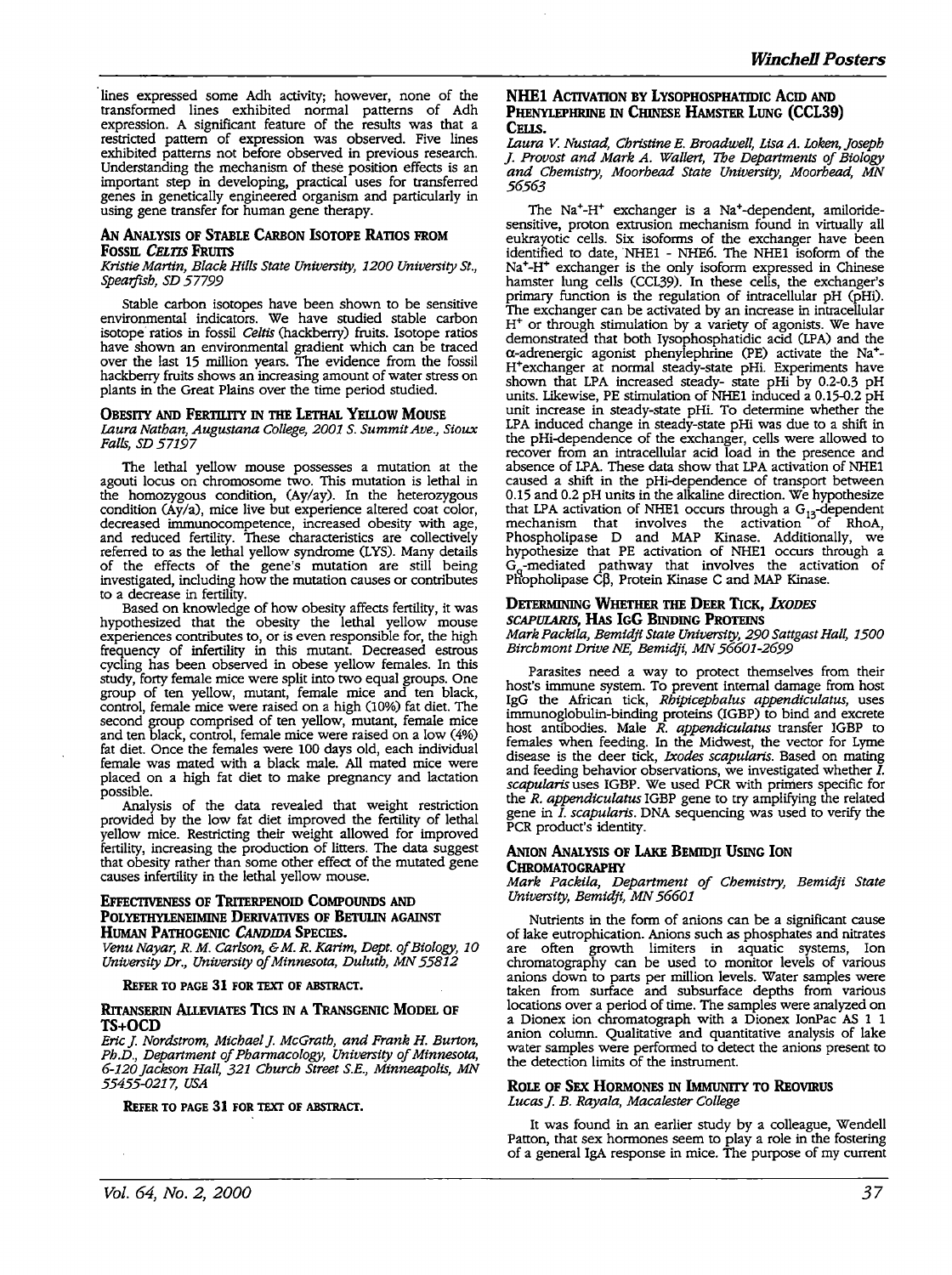lines expressed some Adh activity; however, none of the transformed lines exhibited normal patterns of Adh expression. A significant feature of the results was that a restricted pattern of expression was observed. Five lines exhibited patterns not before observed in previous research. Understanding the mechanism of these position effects is an important step in developing, practical uses for transferred genes in genetically engineered organism and particularly in using gene transfer for human gene therapy.

### An Analysis of Stable Carbon Isotope Ratios from Fossil *Celtis* Fruits

*Kristie Martin, Black Hills State University, 1200 University St., Spearfish, SD 57799*

Stable carbon isotopes have been shown to be sensitive environmental indicators. We have studied stable carbon isotope ratios in fossil *Celtis* (hackberry) fruits. Isotope ratios have shown an environmental gradient which can be traced over the last 15 million years. The evidence from the fossil hackberry fruits shows an increasing amount of water stress on plants in the Great Plains over the time period studied.

### Obesity and Fertility in the Lethal Yellow Mouse

*Laura Nathan, Augustana College, 2001 S. Summit Ave., Sioux Falls, SD 57197*

The lethal yellow mouse possesses a mutation at the agouti locus on chromosome two. This mutation is lethal in the homozygous condition, (Ay/ay). In the heterozygous condition (Ay/a), mice live but experience altered coat color, decreased immunocompetence, increased obesity with age, and reduced fertility. These characteristics are collectively referred to as the lethal yellow syndrome (LYS). Many details of the effects of the gene's mutation are still being investigated, including how the mutation causes or contributes to a decrease in fertility.

Based on knowledge of how obesity affects fertility, it was hypothesized that the obesity the lethal yellow mouse experiences contributes to, or is even responsible for, the high frequency of infertility in this mutant. Decreased estrous cycling has been observed in obese yellow females. In this study, forty female mice were split into two equal groups. One group of ten yellow, mutant, female mice and ten black, control, female mice were raised on a high (10%) fat diet. The second group comprised of ten yellow, mutant, female mice and ten black, control, female mice were raised on a low (4%) fat diet. Once the females were 100 days old, each individual female was mated with a black male. All mated mice were placed on a high fat diet to make pregnancy and lactation possible.

Analysis of the data revealed that weight restriction provided by the low fat diet improved the fertility of lethal yellow mice. Restricting their weight allowed for improved fertility, increasing the production of litters. The data suggest that obesity rather than some other effect of the mutated gene causes infertility in the lethal yellow mouse.

### Effectiveness of Triterpenoid Compounds and Polyethyleneimine Derivatives of Betulin against Human Pathogenic *Candida* Species.

*Venu Nayar, R. M. Carlson, & M. R. Karim, Dept. of Biology, 10 University Dr., University of Minnesota, Duluth, MN 55812*

**Refer to page 31 for text of abstract.**

### Ritanserin Alleviates Tics in a Transgenic Model of TS+OCD

*Eric J. Nordstrom, Michael J. McGrath, and Frank H. Burton, Ph.D., Department of Pharmacology, University of Minnesota, 6-120 Jackson Hall, 321 Church Street S.E., Minneapolis, MN 55455-0217, USA*

**Refer to page 31 for text of abstract.**

### NHE1 Activation by Lysophosphatidic Acid and Phenylephrine in Chinese Hamster Lung (CCL39) Cells.

*Laura V. Nustad, Christine E. Broadwell, Lisa A. Loken, Joseph J. Provost and Mark A. Wallert, The Departments of Biology and Chemistry, Moorhead State University, Moorhead, MN 56563*

The $Na^+$-$H^+$ exchanger is a $Na^+$-dependent, amiloride-sensitive, proton extrusion mechanism found in virtually all eukaryotic cells. Six isoforms of the exchanger have been identified to date, NHE1 - NHE6. The NHE1 isoform of the $Na^+$-$H^+$ exchanger is the only isoform expressed in Chinese hamster lung cells (CCL39). In these cells, the exchanger's primary function is the regulation of intracellular pH (pHi). The exchanger can be activated by an increase in intracellular $H^+$ or through stimulation by a variety of agonists. We have demonstrated that both lysophosphatidic acid (LPA) and the α-adrenergic agonist phenylephrine (PE) activate the $Na^+$-$H^+$exchanger at normal steady-state pHi. Experiments have shown that LPA increased steady- state pHi by 0.2-0.3 pH units. Likewise, PE stimulation of NHE1 induced a 0.15-0.2 pH unit increase in steady-state pHi. To determine whether the LPA induced change in steady-state pHi was due to a shift in the pHi-dependence of the exchanger, cells were allowed to recover from an intracellular acid load in the presence and absence of LPA. These data show that LPA activation of NHE1 caused a shift in the pHi-dependence of transport between 0.15 and 0.2 pH units in the alkaline direction. We hypothesize that LPA activation of NHE1 occurs through a $G_{13}$-dependent mechanism that involves the activation of RhoA, Phospholipase D and MAP Kinase. Additionally, we hypothesize that PE activation of NHE1 occurs through a $G_q$-mediated pathway that involves the activation of Phopholipase Cβ, Protein Kinase C and MAP Kinase.

### Determining Whether the Deer Tick, *Ixodes scapularis*, Has IgG Binding Proteins

*Mark Packila, Bemidji State University, 290 Sattgast Hall, 1500 Birchmont Drive NE, Bemidji, MN 56601-2699*

Parasites need a way to protect themselves from their host's immune system. To prevent internal damage from host IgG the African tick, *Rhipicephalus appendiculatus*, uses immunoglobulin-binding proteins (IGBP) to bind and excrete host antibodies. Male *R. appendiculatus* transfer IGBP to females when feeding. In the Midwest, the vector for Lyme disease is the deer tick, *Ixodes scapularis*. Based on mating and feeding behavior observations, we investigated whether *I. scapularis* uses IGBP. We used PCR with primers specific for the *R. appendiculatus* IGBP gene to try amplifying the related gene in *I. scapularis*. DNA sequencing was used to verify the PCR product's identity.

### Anion Analysis of Lake Bemidji Using Ion Chromatography

*Mark Packila, Department of Chemistry, Bemidji State University, Bemidji, MN 56601*

Nutrients in the form of anions can be a significant cause of lake eutrophication. Anions such as phosphates and nitrates are often growth limiters in aquatic systems, Ion chromatography can be used to monitor levels of various anions down to parts per million levels. Water samples were taken from surface and subsurface depths from various locations over a period of time. The samples were analyzed on a Dionex ion chromatograph with a Dionex IonPac AS 1 1 anion column. Qualitative and quantitative analysis of lake water samples were performed to detect the anions present to the detection limits of the instrument.

### Role of Sex Hormones in Immunity to Reovirus

*Lucas J. B. Rayala, Macalester College*

It was found in an earlier study by a colleague, Wendell Patton, that sex hormones seem to play a role in the fostering of a general IgA response in mice. The purpose of my current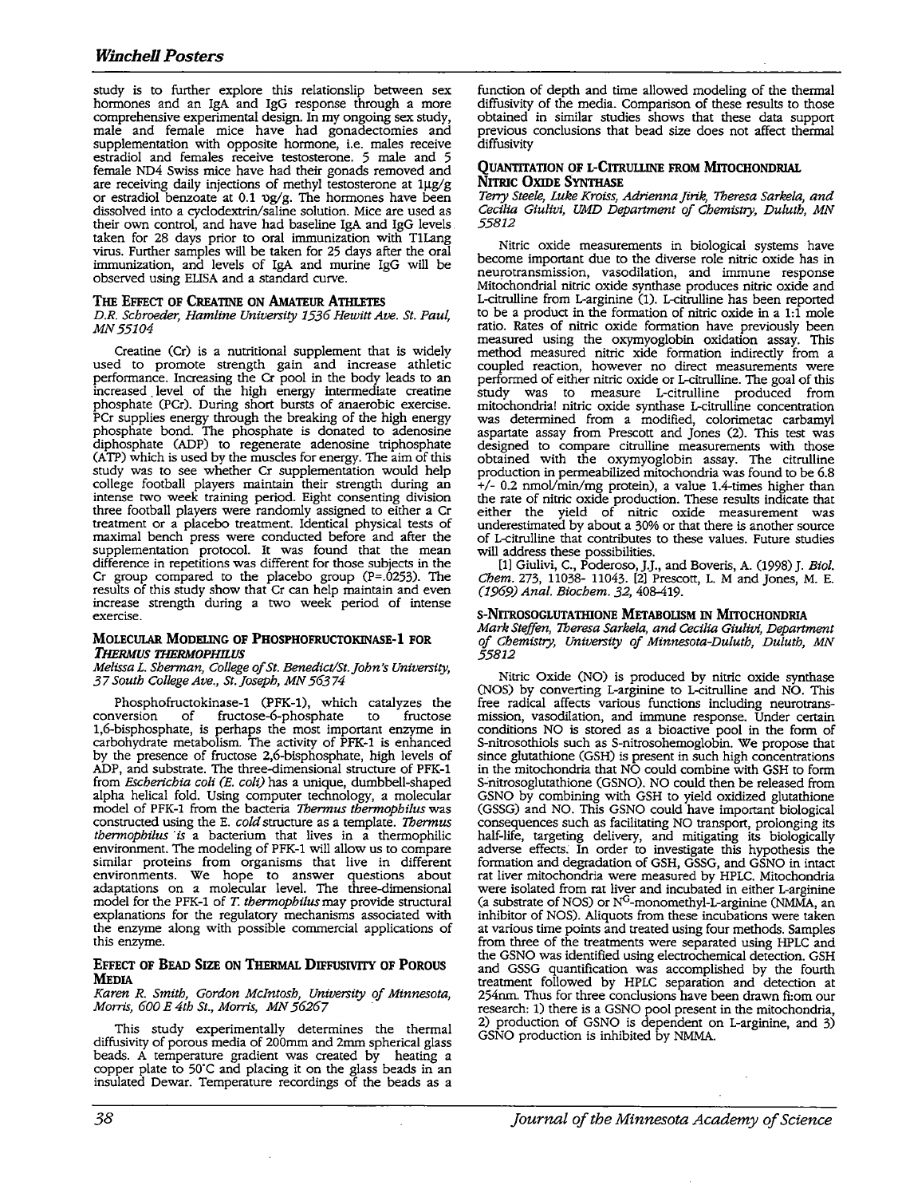study is to further explore this relationship between sex hormones and an IgA and IgG response through a more comprehensive experimental design. In my ongoing sex study, male and female mice have had gonadectomies and supplementation with opposite hormone, i.e. males receive estradiol and females receive testosterone. 5 male and 5 female ND4 Swiss mice have had their gonads removed and are receiving daily injections of methyl testosterone at 1μg/g or estradiol benzoate at 0.1 υg/g. The hormones have been dissolved into a cyclodextrin/saline solution. Mice are used as their own control, and have had baseline IgA and IgG levels taken for 28 days prior to oral immunization with T1Lang virus. Further samples will be taken for 25 days after the oral immunization, and levels of IgA and murine IgG will be observed using ELISA and a standard curve.

### The Effect of Creatine on Amateur Athletes

*D.R. Schroeder, Hamline University 1536 Hewitt Ave. St. Paul, MN 55104*

Creatine (Cr) is a nutritional supplement that is widely used to promote strength gain and increase athletic performance. Increasing the Cr pool in the body leads to an increased level of the high energy intermediate creatine phosphate (PCr). During short bursts of anaerobic exercise. PCr supplies energy through the breaking of the high energy phosphate bond. The phosphate is donated to adenosine diphosphate (ADP) to regenerate adenosine triphosphate (ATP) which is used by the muscles for energy. The aim of this study was to see whether Cr supplementation would help college football players maintain their strength during an intense two week training period. Eight consenting division three football players were randomly assigned to either a Cr treatment or a placebo treatment. Identical physical tests of maximal bench press were conducted before and after the supplementation protocol. It was found that the mean difference in repetitions was different for those subjects in the Cr group compared to the placebo group ($P=.0253$). The results of this study show that Cr can help maintain and even increase strength during a two week period of intense exercise.

### Molecular Modeling of Phosphofructokinase-1 for *Thermus thermophilus*

*Melissa L. Sherman, College of St. Benedict/St. John's University, 37 South College Ave., St. Joseph, MN 56374*

Phosphofructokinase-1 (PFK-1), which catalyzes the conversion of fructose-6-phosphate to fructose 1,6-bisphosphate, is perhaps the most important enzyme in carbohydrate metabolism. The activity of PFK-1 is enhanced by the presence of fructose 2,6-bisphosphate, high levels of ADP, and substrate. The three-dimensional structure of PFK-1 from *Escherichia coli (E. coli)* has a unique, dumbbell-shaped alpha helical fold. Using computer technology, a molecular model of PFK-1 from the bacteria *Thermus thermophilus* was constructed using the E. *cold* structure as a template. *Thermus thermophilus* is a bacterium that lives in a thermophilic environment. The modeling of PFK-1 will allow us to compare similar proteins from organisms that live in different environments. We hope to answer questions about adaptations on a molecular level. The three-dimensional model for the PFK-1 of *T. thermophilus* may provide structural explanations for the regulatory mechanisms associated with the enzyme along with possible commercial applications of this enzyme.

### Effect of Bead Size on Thermal Diffusivity of Porous Media

*Karen R. Smith, Gordon McIntosh, University of Minnesota, Morris, 600 E 4th St., Morris, MN 56267*

This study experimentally determines the thermal diffusivity of porous media of 200mm and 2mm spherical glass beads. A temperature gradient was created by heating a copper plate to 50°C and placing it on the glass beads in an insulated Dewar. Temperature recordings of the beads as a function of depth and time allowed modeling of the thermal diffusivity of the media. Comparison of these results to those obtained in similar studies shows that these data support previous conclusions that bead size does not affect thermal diffusivity

### Quantitation of L-Citrulline from Mitochondrial Nitric Oxide Synthase

*Terry Steele, Luke Kroiss, Adrienna Jirik, Theresa Sarkela, and Cecilia Giulivi, UMD Department of Chemistry, Duluth, MN 55812*

Nitric oxide measurements in biological systems have become important due to the diverse role nitric oxide has in neurotransmission, vasodilation, and immune response Mitochondrial nitric oxide synthase produces nitric oxide and L-citrulline from L-arginine (1). L-citrulline has been reported to be a product in the formation of nitric oxide in a 1:1 mole ratio. Rates of nitric oxide formation have previously been measured using the oxymyoglobin oxidation assay. This method measured nitric xide formation indirectly from a coupled reaction, however no direct measurements were performed of either nitric oxide or L-citrulline. The goal of this study was to measure L-citrulline produced from mitochondria! nitric oxide synthase L-citrulline concentration was determined from a modified, colorimetac carbamyl aspartate assay from Prescott and Jones (2). This test was designed to compare citrulline measurements with those obtained with the oxymyoglobin assay. The citrulline production in permeabilized mitochondria was found to be 6.8 +/- 0.2 nmol/min/mg protein), a value 1.4-times higher than the rate of nitric oxide production. These results indicate that either the yield of nitric oxide measurement was underestimated by about a 30% or that there is another source of L-citrulline that contributes to these values. Future studies will address these possibilities.

[1] Giulivi, C., Poderoso, J.J., and Boveris, A. (1998) J. *Biol. Chem.* 273, 11038- 11043. [2] Prescott, L. M and Jones, M. E. *(1969) Anal. Biochem. 32,* 408-419.

### s-Nitrosoglutathione Metabolism in Mitochondria

*Mark Steffen, Theresa Sarkela, and Cecilia Giulivi, Department of Chemistry, University of Minnesota-Duluth, Duluth, MN 55812*

Nitric Oxide (NO) is produced by nitric oxide synthase (NOS) by converting L-arginine to L-citrulline and NO. This free radical affects various functions including neurotransmission, vasodilation, and immune response. Under certain conditions NO is stored as a bioactive pool in the form of S-nitrosothiols such as S-nitrosohemoglobin. We propose that since glutathione (GSH) is present in such high concentrations in the mitochondria that NO could combine with GSH to form S-nitrosoglutathione (GSNO). NO could then be released from GSNO by combining with GSH to yield oxidized glutathione (GSSG) and NO. This GSNO could have important biological consequences such as facilitating NO transport, prolonging its half-life, targeting delivery, and mitigating its biologically adverse effects. In order to investigate this hypothesis the formation and degradation of GSH, GSSG, and GSNO in intact rat liver mitochondria were measured by HPLC. Mitochondria were isolated from rat liver and incubated in either L-arginine (a substrate of NOS) or $N^G$-monomethyl-L-arginine (NMMA, an inhibitor of NOS). Aliquots from these incubations were taken at various time points and treated using four methods. Samples from three of the treatments were separated using HPLC and the GSNO was identified using electrochemical detection. GSH and GSSG quantification was accomplished by the fourth treatment followed by HPLC separation and detection at 254nm. Thus for three conclusions have been drawn from our research: 1) there is a GSNO pool present in the mitochondria, 2) production of GSNO is dependent on L-arginine, and 3) GSNO production is inhibited by NMMA.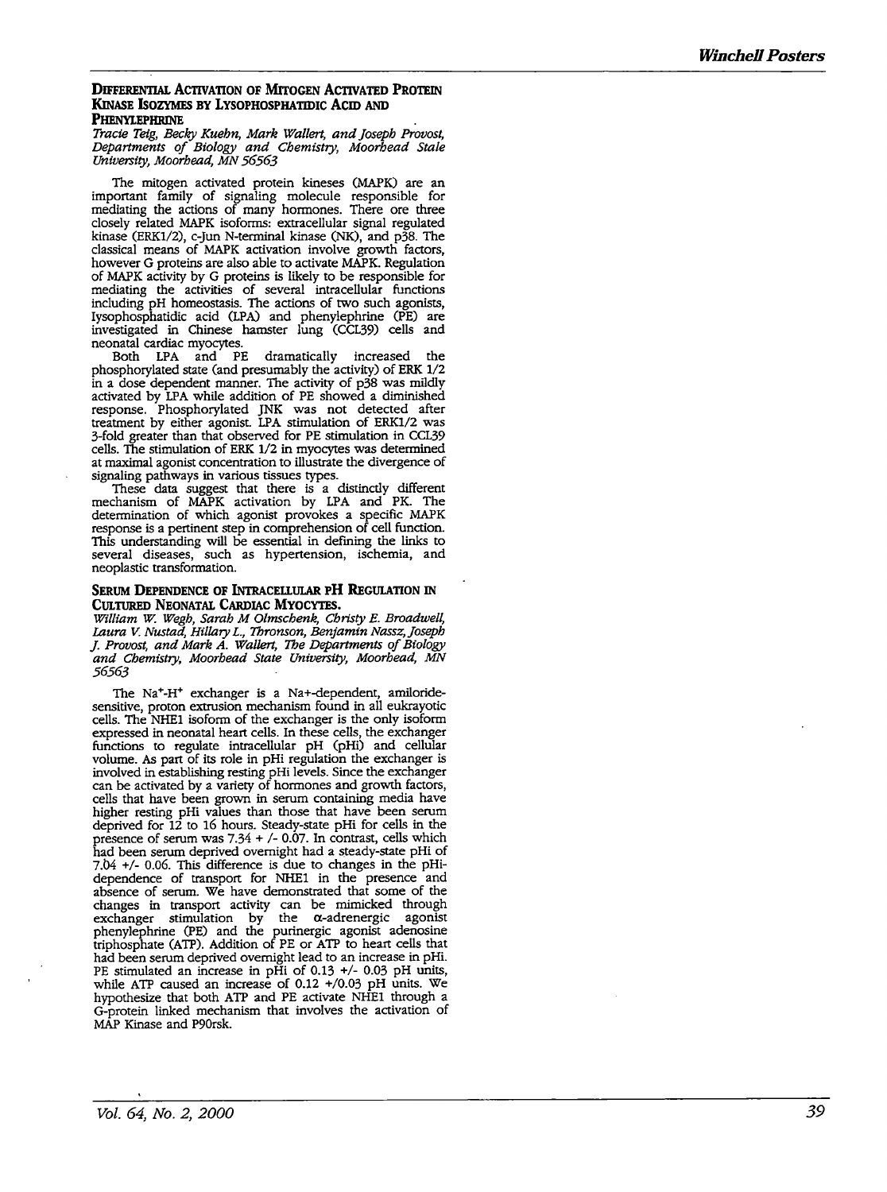### Differential Activation of Mitogen Activated Protein Kinase Isozymes by Lysophosphatidic Acid and Phenylephrine

*Tracie Teig, Becky Kuehn, Mark Wallert, and Joseph Provost, Departments of Biology and Chemistry, Moorhead Stale University, Moorhead, MN 56563*

The mitogen activated protein kineses (MAPK) are an important family of signaling molecule responsible for mediating the actions of many hormones. There ore three closely related MAPK isoforms: extracellular signal regulated kinase (ERK1/2), c-Jun N-terminal kinase (NK), and p38. The classical means of MAPK activation involve growth factors, however G proteins are also able to activate MAPK. Regulation of MAPK activity by G proteins is likely to be responsible for mediating the activities of several intracellular functions including pH homeostasis. The actions of two such agonists, lysophosphatidic acid (LPA) and phenylephrine (PE) are investigated in Chinese hamster lung (CCL39) cells and neonatal cardiac myocytes.

Both LPA and PE dramatically increased the phosphorylated state (and presumably the activity) of ERK 1/2 in a dose dependent manner. The activity of p38 was mildly activated by LPA while addition of PE showed a diminished response. Phosphorylated JNK was not detected after treatment by either agonist. LPA stimulation of ERK1/2 was 3-fold greater than that observed for PE stimulation in CCL39 cells. The stimulation of ERK 1/2 in myocytes was determined at maximal agonist concentration to illustrate the divergence of signaling pathways in various tissues types.

These data suggest that there is a distinctly different mechanism of MAPK activation by LPA and PK. The determination of which agonist provokes a specific MAPK response is a pertinent step in comprehension of cell function. This understanding will be essential in defining the links to several diseases, such as hypertension, ischemia, and neoplastic transformation.

### Serum Dependence of Intracellular pH Regulation in Cultured Neonatal Cardiac Myocytes.

*William W. Wegh, Sarah M Olmschenk, Christy E. Broadwell, Laura V. Nustad, Hillary L., Thronson, Benjamin Nassz, Joseph J. Provost, and Mark A. Wallert, The Departments of Biology and Chemistry, Moorhead State University, Moorhead, MN 56563*

The $Na^+$-$H^+$ exchanger is a Na+-dependent, amiloride-sensitive, proton extrusion mechanism found in all eukrayotic cells. The NHE1 isoform of the exchanger is the only isoform expressed in neonatal heart cells. In these cells, the exchanger functions to regulate intracellular pH (pHi) and cellular volume. As part of its role in pHi regulation the exchanger is involved in establishing resting pHi levels. Since the exchanger can be activated by a variety of hormones and growth factors, cells that have been grown in serum containing media have higher resting pHi values than those that have been serum deprived for 12 to 16 hours. Steady-state pHi for cells in the presence of serum was 7.34 + /- 0.07. In contrast, cells which had been serum deprived overnight had a steady-state pHi of 7.04 +/- 0.06. This difference is due to changes in the pHi-dependence of transport for NHE1 in the presence and absence of serum. We have demonstrated that some of the changes in transport activity can be mimicked through exchanger stimulation by the $\alpha$-adrenergic agonist phenylephrine (PE) and the purinergic agonist adenosine triphosphate (ATP). Addition of PE or ATP to heart cells that had been serum deprived overnight lead to an increase in pHi. PE stimulated an increase in pHi of 0.13 +/- 0.03 pH units, while ATP caused an increase of 0.12 +/0.03 pH units. We hypothesize that both ATP and PE activate NHE1 through a G-protein linked mechanism that involves the activation of MAP Kinase and P90rsk.